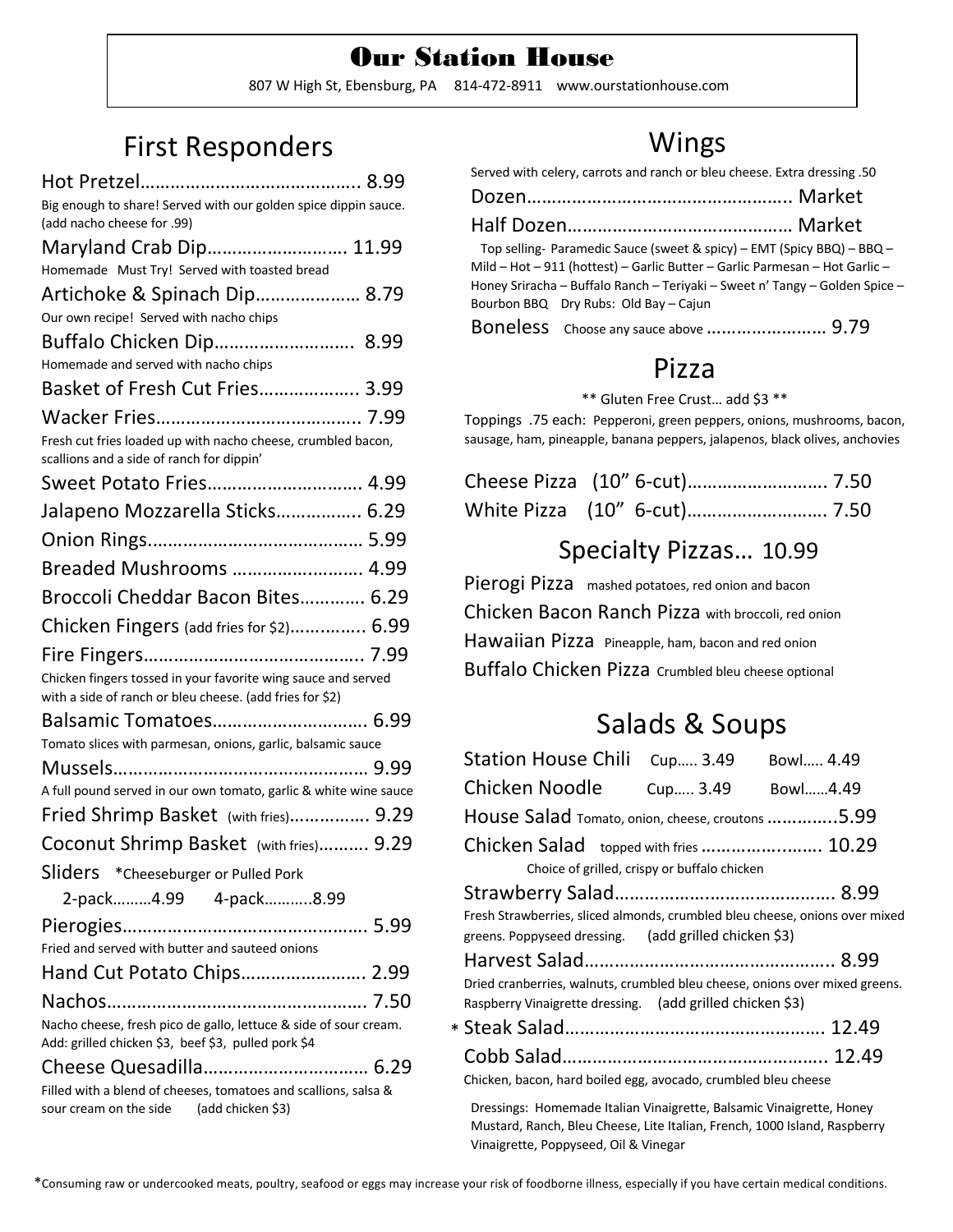# Our Station House

807 W High St, Ebensburg, PA 814-472-8911 www.ourstationhouse.com

## First Responders

Hot Pretzel……………………………………. 8.99
Big enough to share! Served with our golden spice dippin sauce. (add nacho cheese for .99)

Maryland Crab Dip………………………. 11.99
Homemade Must Try! Served with toasted bread

Artichoke & Spinach Dip………………… 8.79
Our own recipe! Served with nacho chips

Buffalo Chicken Dip……………………… 8.99
Homemade and served with nacho chips

Basket of Fresh Cut Fries………………. 3.99

Wacker Fries…………………………………. 7.99
Fresh cut fries loaded up with nacho cheese, crumbled bacon, scallions and a side of ranch for dippin'

Sweet Potato Fries………………………… 4.99

Jalapeno Mozzarella Sticks…………….. 6.29

Onion Rings…………………………………… 5.99

Breaded Mushrooms ……………………. 4.99

Broccoli Cheddar Bacon Bites…………. 6.29

Chicken Fingers (add fries for $2)………….. 6.99

Fire Fingers…………………………………… 7.99
Chicken fingers tossed in your favorite wing sauce and served with a side of ranch or bleu cheese. (add fries for $2)

Balsamic Tomatoes………………………… 6.99
Tomato slices with parmesan, onions, garlic, balsamic sauce

Mussels………………………………………… 9.99
A full pound served in our own tomato, garlic & white wine sauce

Fried Shrimp Basket (with fries)……………. 9.29

Coconut Shrimp Basket (with fries)………. 9.29

Sliders *Cheeseburger or Pulled Pork
2-pack………4.99 4-pack………..8.99

Pierogies……………………………………… 5.99
Fried and served with butter and sauteed onions

Hand Cut Potato Chips……………………. 2.99

Nachos…………………………………………. 7.50
Nacho cheese, fresh pico de gallo, lettuce & side of sour cream. Add: grilled chicken $3, beef $3, pulled pork $4

Cheese Quesadilla…………………………… 6.29
Filled with a blend of cheeses, tomatoes and scallions, salsa & sour cream on the side (add chicken $3)

## Wings

Served with celery, carrots and ranch or bleu cheese. Extra dressing .50

Dozen…………………………………………….. Market

Half Dozen……………………………………… Market

Top selling- Paramedic Sauce (sweet & spicy) – EMT (Spicy BBQ) – BBQ – Mild – Hot – 911 (hottest) – Garlic Butter – Garlic Parmesan – Hot Garlic – Honey Sriracha – Buffalo Ranch – Teriyaki – Sweet n' Tangy – Golden Spice – Bourbon BBQ Dry Rubs: Old Bay – Cajun

Boneless Choose any sauce above …………………… 9.79

## Pizza

** Gluten Free Crust… add $3 **

Toppings .75 each: Pepperoni, green peppers, onions, mushrooms, bacon, sausage, ham, pineapple, banana peppers, jalapenos, black olives, anchovies

Cheese Pizza (10" 6-cut)………………………. 7.50

White Pizza (10" 6-cut)………………………. 7.50

### Specialty Pizzas… 10.99

Pierogi Pizza mashed potatoes, red onion and bacon

Chicken Bacon Ranch Pizza with broccoli, red onion

Hawaiian Pizza Pineapple, ham, bacon and red onion

Buffalo Chicken Pizza Crumbled bleu cheese optional

## Salads & Soups

Station House Chili Cup….. 3.49 Bowl….. 4.49

Chicken Noodle Cup….. 3.49 Bowl……4.49

House Salad Tomato, onion, cheese, croutons …………..5.99

Chicken Salad topped with fries ……………………. 10.29
Choice of grilled, crispy or buffalo chicken

Strawberry Salad……………………………………. 8.99
Fresh Strawberries, sliced almonds, crumbled bleu cheese, onions over mixed greens. Poppyseed dressing. (add grilled chicken $3)

Harvest Salad…………………………………………. 8.99
Dried cranberries, walnuts, crumbled bleu cheese, onions over mixed greens. Raspberry Vinaigrette dressing. (add grilled chicken $3)

* Steak Salad…………………………………………. 12.49

Cobb Salad……………………………………………. 12.49
Chicken, bacon, hard boiled egg, avocado, crumbled bleu cheese

Dressings: Homemade Italian Vinaigrette, Balsamic Vinaigrette, Honey Mustard, Ranch, Bleu Cheese, Lite Italian, French, 1000 Island, Raspberry Vinaigrette, Poppyseed, Oil & Vinegar

*Consuming raw or undercooked meats, poultry, seafood or eggs may increase your risk of foodborne illness, especially if you have certain medical conditions.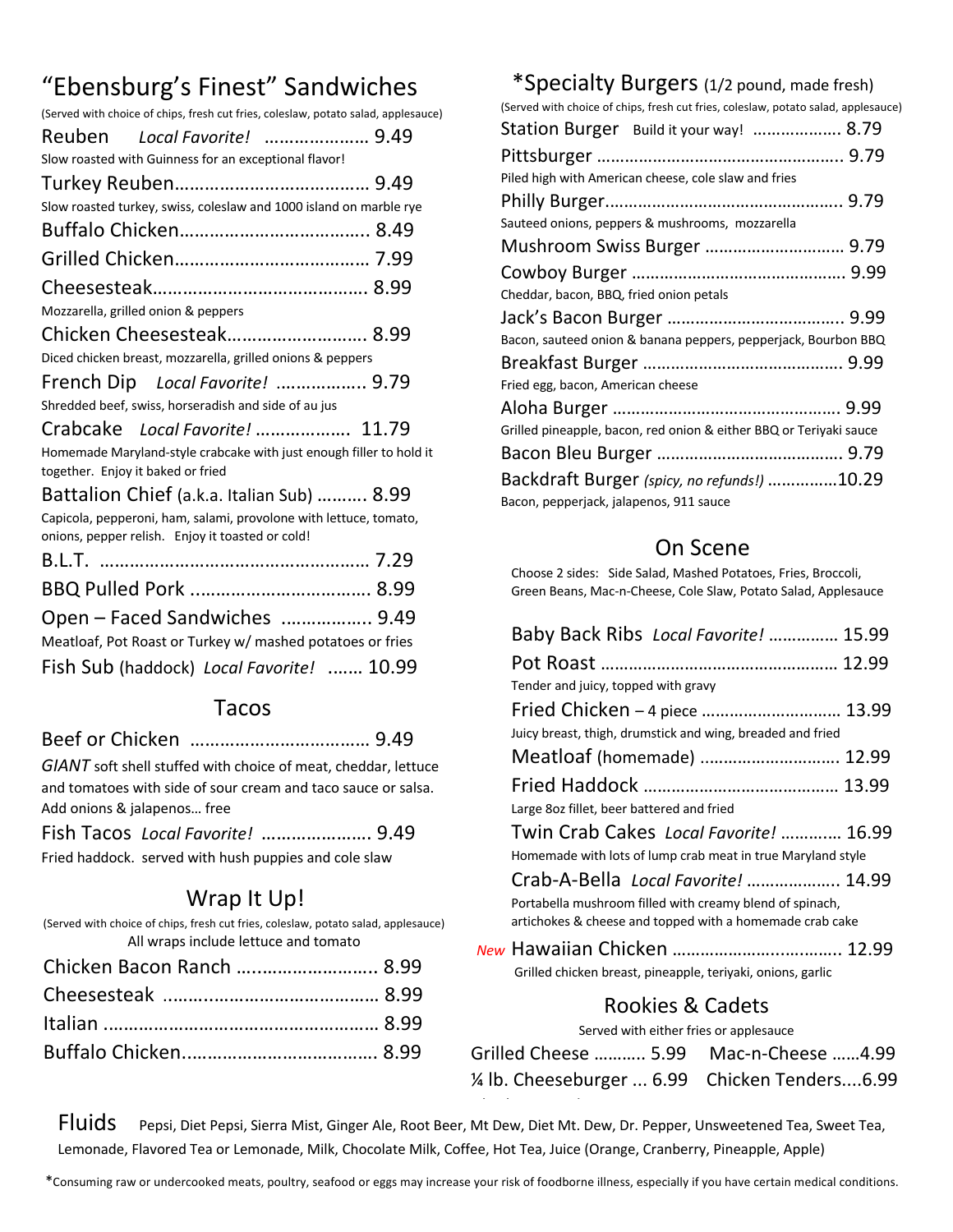## "Ebensburg's Finest" Sandwiches

(Served with choice of chips, fresh cut fries, coleslaw, potato salad, applesauce)

Reuben *Local Favorite!* ..................... 9.49
Slow roasted with Guinness for an exceptional flavor!

Turkey Reuben....................................... 9.49
Slow roasted turkey, swiss, coleslaw and 1000 island on marble rye

Buffalo Chicken...................................... 8.49

Grilled Chicken....................................... 7.99

Cheesesteak........................................... 8.99
Mozzarella, grilled onion & peppers

Chicken Cheesesteak............................ 8.99
Diced chicken breast, mozzarella, grilled onions & peppers

French Dip *Local Favorite!* .................. 9.79
Shredded beef, swiss, horseradish and side of au jus

Crabcake *Local Favorite!* ................... 11.79
Homemade Maryland-style crabcake with just enough filler to hold it together. Enjoy it baked or fried

Battalion Chief (a.k.a. Italian Sub) .......... 8.99
Capicola, pepperoni, ham, salami, provolone with lettuce, tomato, onions, pepper relish. Enjoy it toasted or cold!

B.L.T. ...................................................... 7.29

BBQ Pulled Pork .................................... 8.99

Open – Faced Sandwiches .................. 9.49
Meatloaf, Pot Roast or Turkey w/ mashed potatoes or fries

Fish Sub (haddock) *Local Favorite!* ....... 10.99

## Tacos

Beef or Chicken .................................... 9.49
*GIANT* soft shell stuffed with choice of meat, cheddar, lettuce and tomatoes with side of sour cream and taco sauce or salsa. Add onions & jalapenos… free

Fish Tacos *Local Favorite!* ...................... 9.49
Fried haddock. served with hush puppies and cole slaw

## Wrap It Up!

(Served with choice of chips, fresh cut fries, coleslaw, potato salad, applesauce)
All wraps include lettuce and tomato

Chicken Bacon Ranch ............................ 8.99

Cheesesteak ........................................... 8.99

Italian ....................................................... 8.99

Buffalo Chicken....................................... 8.99

## *Specialty Burgers (1/2 pound, made fresh)

(Served with choice of chips, fresh cut fries, coleslaw, potato salad, applesauce)

Station Burger Build it your way! ................... 8.79

Pittsburger .................................................... 9.79
Piled high with American cheese, cole slaw and fries

Philly Burger................................................... 9.79
Sauteed onions, peppers & mushrooms, mozzarella

Mushroom Swiss Burger ............................. 9.79

Cowboy Burger ............................................. 9.99
Cheddar, bacon, BBQ, fried onion petals

Jack's Bacon Burger ..................................... 9.99
Bacon, sauteed onion & banana peppers, pepperjack, Bourbon BBQ

Breakfast Burger ........................................... 9.99
Fried egg, bacon, American cheese

Aloha Burger ................................................. 9.99
Grilled pineapple, bacon, red onion & either BBQ or Teriyaki sauce

Bacon Bleu Burger ........................................ 9.79

Backdraft Burger *(spicy, no refunds!)* ...............10.29
Bacon, pepperjack, jalapenos, 911 sauce

## On Scene

Choose 2 sides: Side Salad, Mashed Potatoes, Fries, Broccoli, Green Beans, Mac-n-Cheese, Cole Slaw, Potato Salad, Applesauce

Baby Back Ribs *Local Favorite!* ............... 15.99

Pot Roast .................................................. 12.99
Tender and juicy, topped with gravy

Fried Chicken – 4 piece ............................. 13.99
Juicy breast, thigh, drumstick and wing, breaded and fried

Meatloaf (homemade) ............................. 12.99

Fried Haddock ......................................... 13.99
Large 8oz fillet, beer battered and fried

Twin Crab Cakes *Local Favorite!* ............. 16.99
Homemade with lots of lump crab meat in true Maryland style

Crab-A-Bella *Local Favorite!* .................... 14.99
Portabella mushroom filled with creamy blend of spinach, artichokes & cheese and topped with a homemade crab cake

*New* Hawaiian Chicken ..................................... 12.99
Grilled chicken breast, pineapple, teriyaki, onions, garlic

## Rookies & Cadets

Served with either fries or applesauce

Grilled Cheese ........... 5.99

Mac-n-Cheese ......4.99

¼ lb. Cheeseburger ... 6.99

Chicken Tenders....6.99

## Fluids

Pepsi, Diet Pepsi, Sierra Mist, Ginger Ale, Root Beer, Mt Dew, Diet Mt. Dew, Dr. Pepper, Unsweetened Tea, Sweet Tea, Lemonade, Flavored Tea or Lemonade, Milk, Chocolate Milk, Coffee, Hot Tea, Juice (Orange, Cranberry, Pineapple, Apple)

*Consuming raw or undercooked meats, poultry, seafood or eggs may increase your risk of foodborne illness, especially if you have certain medical conditions.